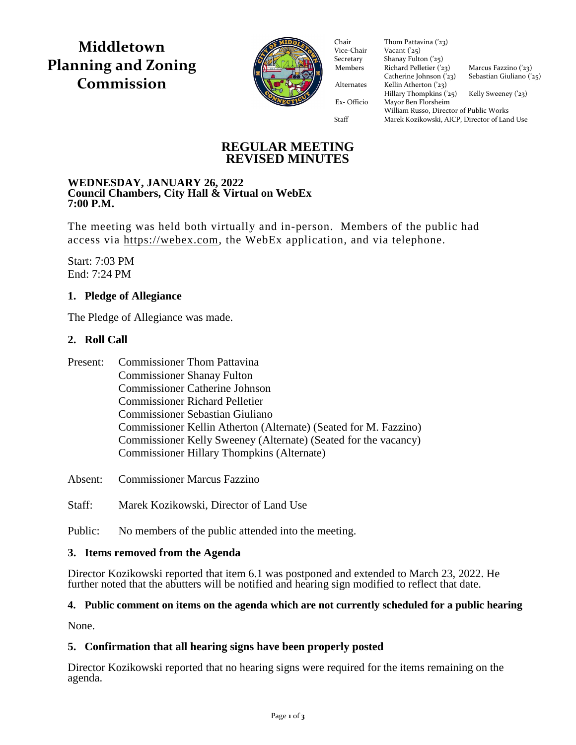# Middletown Planning and Zoning Commission

| | | |
|---|---|---|
| Chair | Thom Pattavina ('23) | |
| Vice-Chair | Vacant ('25) | |
| Secretary | Shanay Fulton ('25) | |
| Members | Richard Pelletier ('23) | Marcus Fazzino ('23) |
| | Catherine Johnson ('23) | Sebastian Giuliano ('25) |
| Alternates | Kellin Atherton ('23) | |
| | Hillary Thompkins ('25) | Kelly Sweeney ('23) |
| Ex- Officio | Mayor Ben Florsheim | |
| | William Russo, Director of Public Works | |
| Staff | Marek Kozikowski, AICP, Director of Land Use | |

## REGULAR MEETING
## REVISED MINUTES

**WEDNESDAY, JANUARY 26, 2022**
**Council Chambers, City Hall & Virtual on WebEx**
**7:00 P.M.**

The meeting was held both virtually and in-person. Members of the public had access via https://webex.com, the WebEx application, and via telephone.

Start: 7:03 PM
End: 7:24 PM

### 1. Pledge of Allegiance

The Pledge of Allegiance was made.

### 2. Roll Call

Present: Commissioner Thom Pattavina
Commissioner Shanay Fulton
Commissioner Catherine Johnson
Commissioner Richard Pelletier
Commissioner Sebastian Giuliano
Commissioner Kellin Atherton (Alternate) (Seated for M. Fazzino)
Commissioner Kelly Sweeney (Alternate) (Seated for the vacancy)
Commissioner Hillary Thompkins (Alternate)

Absent: Commissioner Marcus Fazzino

Staff: Marek Kozikowski, Director of Land Use

Public: No members of the public attended into the meeting.

### 3. Items removed from the Agenda

Director Kozikowski reported that item 6.1 was postponed and extended to March 23, 2022. He further noted that the abutters will be notified and hearing sign modified to reflect that date.

### 4. Public comment on items on the agenda which are not currently scheduled for a public hearing

None.

### 5. Confirmation that all hearing signs have been properly posted

Director Kozikowski reported that no hearing signs were required for the items remaining on the agenda.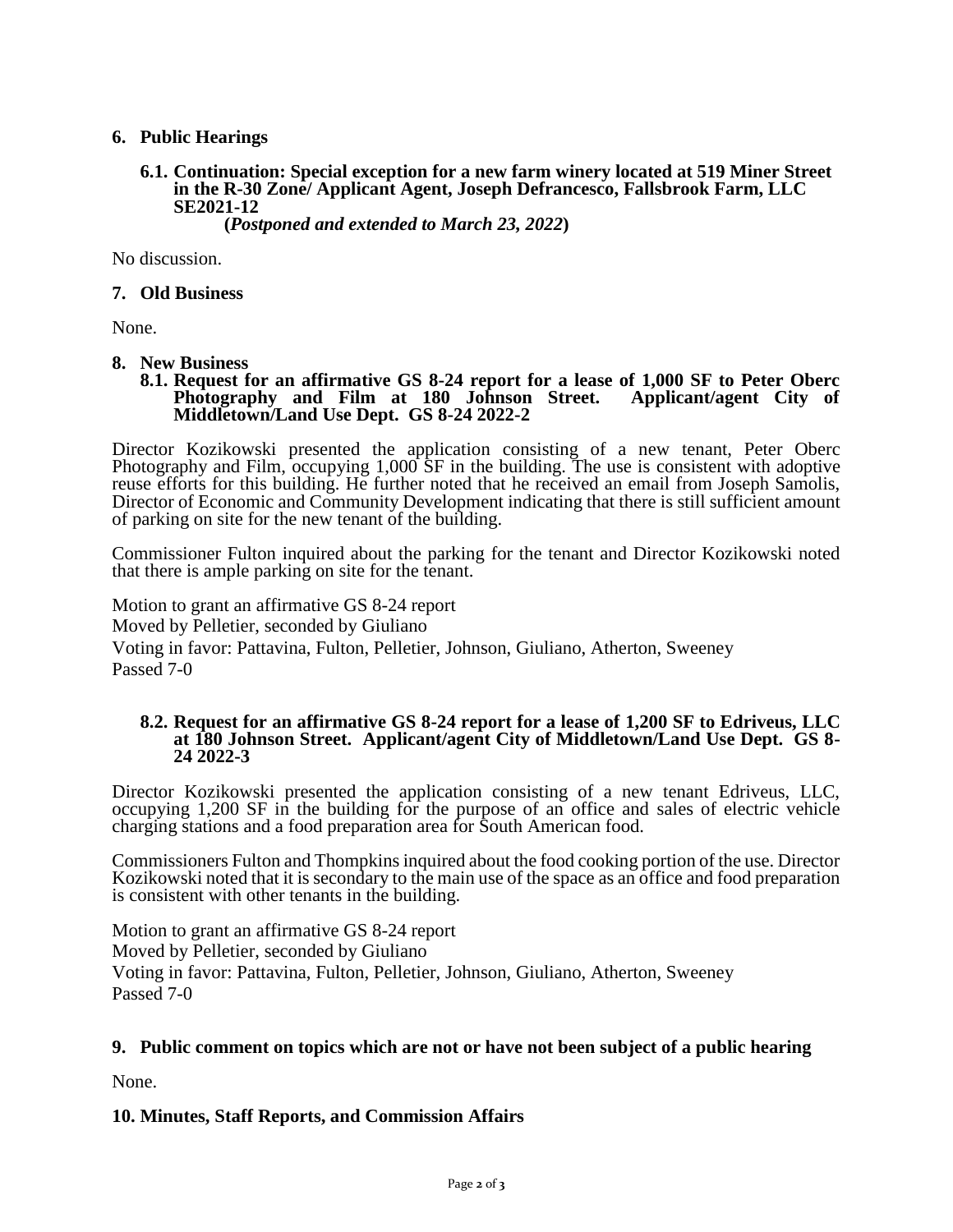## 6. Public Hearings

### 6.1. Continuation: Special exception for a new farm winery located at 519 Miner Street in the R-30 Zone/ Applicant Agent, Joseph Defrancesco, Fallsbrook Farm, LLC SE2021-12

**(*Postponed and extended to March 23, 2022*)**

No discussion.

## 7. Old Business

None.

## 8. New Business

### 8.1. Request for an affirmative GS 8-24 report for a lease of 1,000 SF to Peter Oberc Photography and Film at 180 Johnson Street. Applicant/agent City of Middletown/Land Use Dept. GS 8-24 2022-2

Director Kozikowski presented the application consisting of a new tenant, Peter Oberc Photography and Film, occupying 1,000 SF in the building. The use is consistent with adoptive reuse efforts for this building. He further noted that he received an email from Joseph Samolis, Director of Economic and Community Development indicating that there is still sufficient amount of parking on site for the new tenant of the building.

Commissioner Fulton inquired about the parking for the tenant and Director Kozikowski noted that there is ample parking on site for the tenant.

Motion to grant an affirmative GS 8-24 report
Moved by Pelletier, seconded by Giuliano
Voting in favor: Pattavina, Fulton, Pelletier, Johnson, Giuliano, Atherton, Sweeney
Passed 7-0

### 8.2. Request for an affirmative GS 8-24 report for a lease of 1,200 SF to Edriveus, LLC at 180 Johnson Street. Applicant/agent City of Middletown/Land Use Dept. GS 8-24 2022-3

Director Kozikowski presented the application consisting of a new tenant Edriveus, LLC, occupying 1,200 SF in the building for the purpose of an office and sales of electric vehicle charging stations and a food preparation area for South American food.

Commissioners Fulton and Thompkins inquired about the food cooking portion of the use. Director Kozikowski noted that it is secondary to the main use of the space as an office and food preparation is consistent with other tenants in the building.

Motion to grant an affirmative GS 8-24 report
Moved by Pelletier, seconded by Giuliano
Voting in favor: Pattavina, Fulton, Pelletier, Johnson, Giuliano, Atherton, Sweeney
Passed 7-0

## 9. Public comment on topics which are not or have not been subject of a public hearing

None.

## 10. Minutes, Staff Reports, and Commission Affairs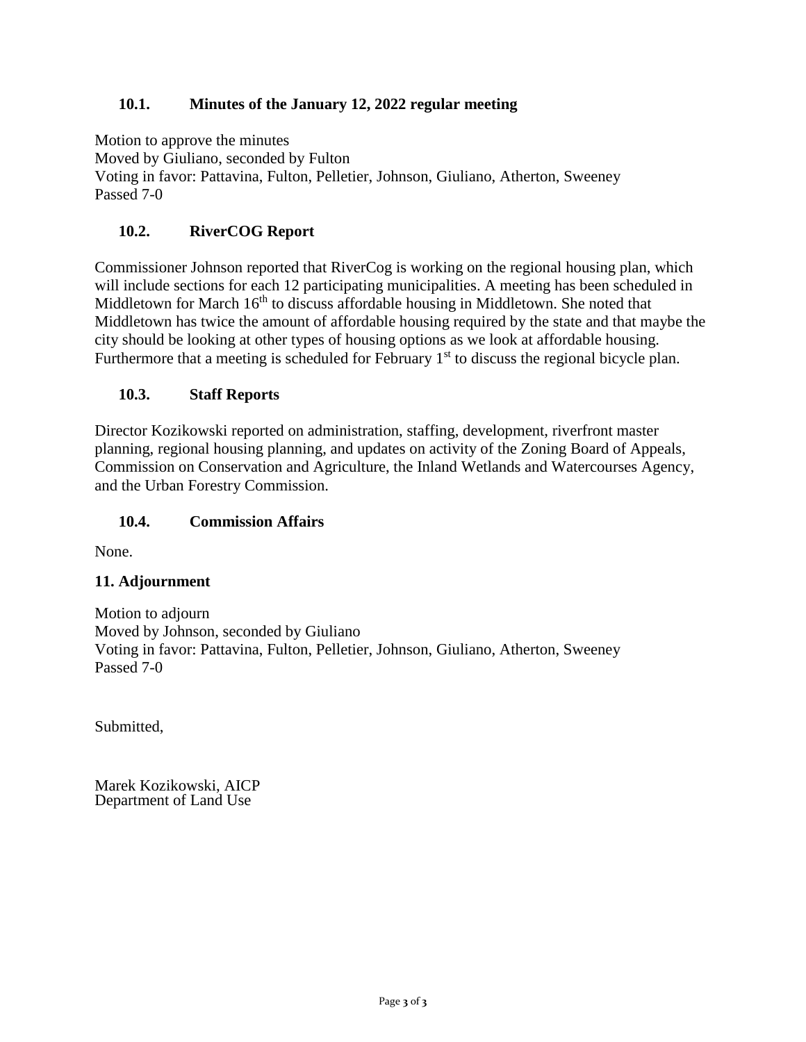### 10.1. Minutes of the January 12, 2022 regular meeting

Motion to approve the minutes
Moved by Giuliano, seconded by Fulton
Voting in favor: Pattavina, Fulton, Pelletier, Johnson, Giuliano, Atherton, Sweeney
Passed 7-0

### 10.2. RiverCOG Report

Commissioner Johnson reported that RiverCog is working on the regional housing plan, which will include sections for each 12 participating municipalities. A meeting has been scheduled in Middletown for March 16th to discuss affordable housing in Middletown. She noted that Middletown has twice the amount of affordable housing required by the state and that maybe the city should be looking at other types of housing options as we look at affordable housing. Furthermore that a meeting is scheduled for February 1st to discuss the regional bicycle plan.

### 10.3. Staff Reports

Director Kozikowski reported on administration, staffing, development, riverfront master planning, regional housing planning, and updates on activity of the Zoning Board of Appeals, Commission on Conservation and Agriculture, the Inland Wetlands and Watercourses Agency, and the Urban Forestry Commission.

### 10.4. Commission Affairs

None.

## 11. Adjournment

Motion to adjourn
Moved by Johnson, seconded by Giuliano
Voting in favor: Pattavina, Fulton, Pelletier, Johnson, Giuliano, Atherton, Sweeney
Passed 7-0

Submitted,

Marek Kozikowski, AICP
Department of Land Use